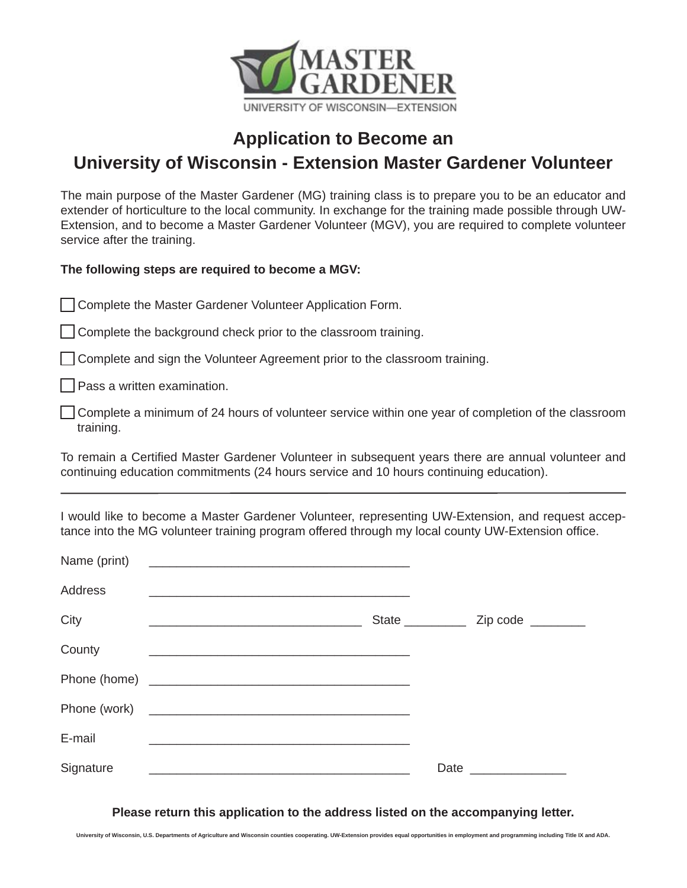MASTER GARDENER

UNIVERSITY OF WISCONSIN—EXTENSION

# Application to Become an University of Wisconsin - Extension Master Gardener Volunteer

The main purpose of the Master Gardener (MG) training class is to prepare you to be an educator and extender of horticulture to the local community. In exchange for the training made possible through UW-Extension, and to become a Master Gardener Volunteer (MGV), you are required to complete volunteer service after the training.

**The following steps are required to become a MGV:**

- ☐ Complete the Master Gardener Volunteer Application Form.
- ☐ Complete the background check prior to the classroom training.
- ☐ Complete and sign the Volunteer Agreement prior to the classroom training.
- ☐ Pass a written examination.
- ☐ Complete a minimum of 24 hours of volunteer service within one year of completion of the classroom training.

To remain a Certified Master Gardener Volunteer in subsequent years there are annual volunteer and continuing education commitments (24 hours service and 10 hours continuing education).

---

I would like to become a Master Gardener Volunteer, representing UW-Extension, and request acceptance into the MG volunteer training program offered through my local county UW-Extension office.

Name (print) ______________________________________

Address ______________________________________

City ______________________________ State _________ Zip code ________

County ______________________________________

Phone (home) ______________________________________

Phone (work) ______________________________________

E-mail ______________________________________

Signature ______________________________________ Date ______________

**Please return this application to the address listed on the accompanying letter.**

University of Wisconsin, U.S. Departments of Agriculture and Wisconsin counties cooperating. UW-Extension provides equal opportunities in employment and programming including Title IX and ADA.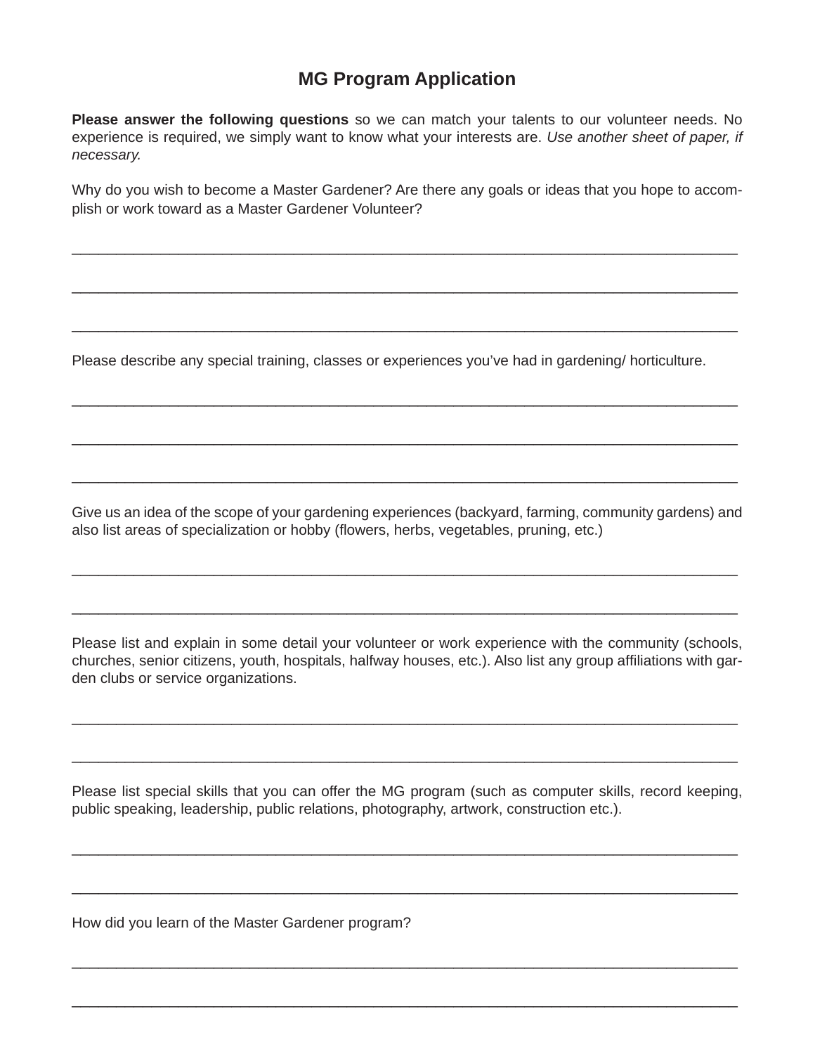## MG Program Application

**Please answer the following questions** so we can match your talents to our volunteer needs. No experience is required, we simply want to know what your interests are. *Use another sheet of paper, if necessary.*

Why do you wish to become a Master Gardener? Are there any goals or ideas that you hope to accomplish or work toward as a Master Gardener Volunteer?

______________________________________________________________________________

______________________________________________________________________________

______________________________________________________________________________

Please describe any special training, classes or experiences you've had in gardening/ horticulture.

______________________________________________________________________________

______________________________________________________________________________

______________________________________________________________________________

Give us an idea of the scope of your gardening experiences (backyard, farming, community gardens) and also list areas of specialization or hobby (flowers, herbs, vegetables, pruning, etc.)

______________________________________________________________________________

______________________________________________________________________________

Please list and explain in some detail your volunteer or work experience with the community (schools, churches, senior citizens, youth, hospitals, halfway houses, etc.). Also list any group affiliations with garden clubs or service organizations.

______________________________________________________________________________

______________________________________________________________________________

Please list special skills that you can offer the MG program (such as computer skills, record keeping, public speaking, leadership, public relations, photography, artwork, construction etc.).

______________________________________________________________________________

______________________________________________________________________________

How did you learn of the Master Gardener program?

______________________________________________________________________________

______________________________________________________________________________